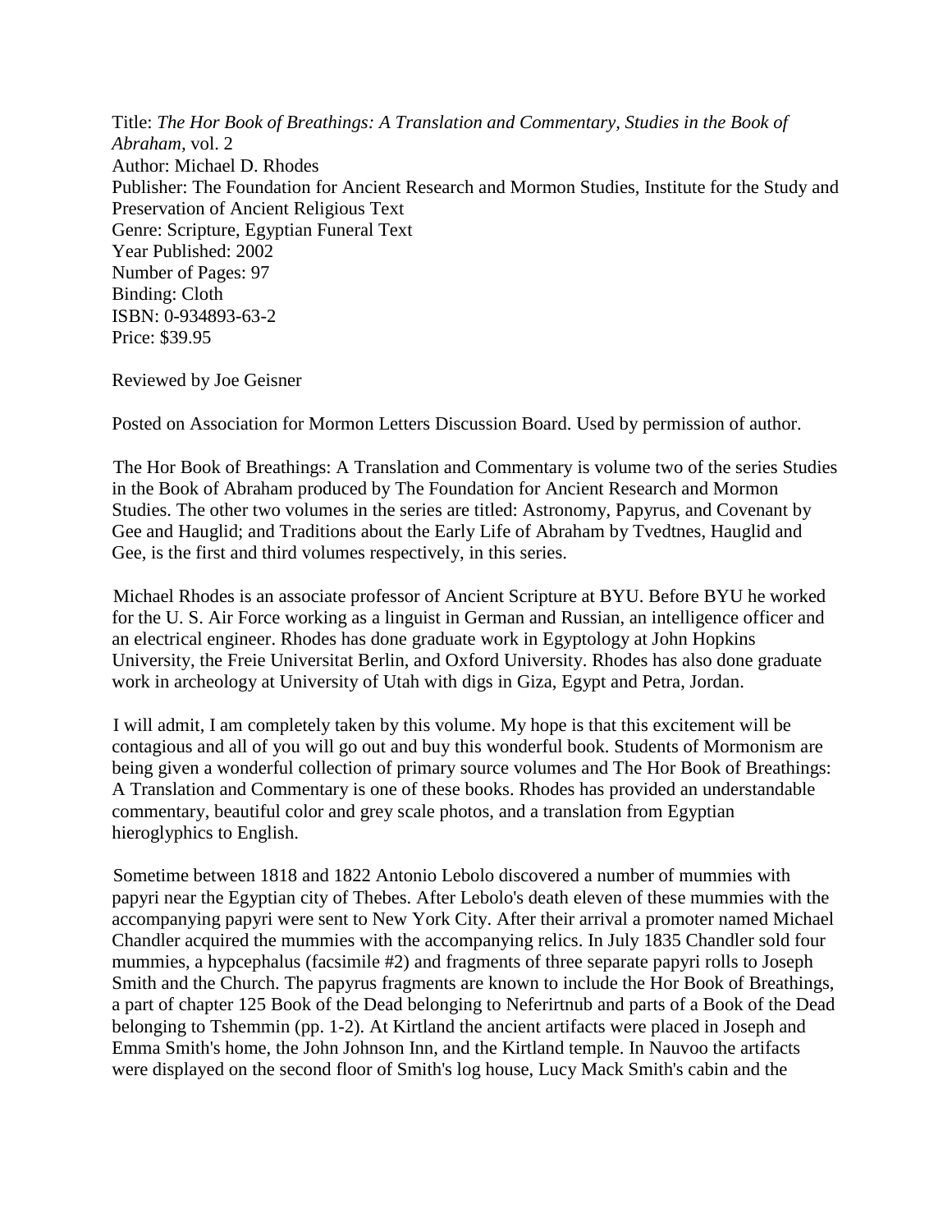Title: *The Hor Book of Breathings: A Translation and Commentary, Studies in the Book of Abraham*, vol. 2
Author: Michael D. Rhodes
Publisher: The Foundation for Ancient Research and Mormon Studies, Institute for the Study and Preservation of Ancient Religious Text
Genre: Scripture, Egyptian Funeral Text
Year Published: 2002
Number of Pages: 97
Binding: Cloth
ISBN: 0-934893-63-2
Price: $39.95

Reviewed by Joe Geisner

Posted on Association for Mormon Letters Discussion Board. Used by permission of author.

The Hor Book of Breathings: A Translation and Commentary is volume two of the series Studies in the Book of Abraham produced by The Foundation for Ancient Research and Mormon Studies. The other two volumes in the series are titled: Astronomy, Papyrus, and Covenant by Gee and Hauglid; and Traditions about the Early Life of Abraham by Tvedtnes, Hauglid and Gee, is the first and third volumes respectively, in this series.

Michael Rhodes is an associate professor of Ancient Scripture at BYU. Before BYU he worked for the U. S. Air Force working as a linguist in German and Russian, an intelligence officer and an electrical engineer. Rhodes has done graduate work in Egyptology at John Hopkins University, the Freie Universitat Berlin, and Oxford University. Rhodes has also done graduate work in archeology at University of Utah with digs in Giza, Egypt and Petra, Jordan.

I will admit, I am completely taken by this volume. My hope is that this excitement will be contagious and all of you will go out and buy this wonderful book. Students of Mormonism are being given a wonderful collection of primary source volumes and The Hor Book of Breathings: A Translation and Commentary is one of these books. Rhodes has provided an understandable commentary, beautiful color and grey scale photos, and a translation from Egyptian hieroglyphics to English.

Sometime between 1818 and 1822 Antonio Lebolo discovered a number of mummies with papyri near the Egyptian city of Thebes. After Lebolo's death eleven of these mummies with the accompanying papyri were sent to New York City. After their arrival a promoter named Michael Chandler acquired the mummies with the accompanying relics. In July 1835 Chandler sold four mummies, a hypcephalus (facsimile #2) and fragments of three separate papyri rolls to Joseph Smith and the Church. The papyrus fragments are known to include the Hor Book of Breathings, a part of chapter 125 Book of the Dead belonging to Neferirtnub and parts of a Book of the Dead belonging to Tshemmin (pp. 1-2). At Kirtland the ancient artifacts were placed in Joseph and Emma Smith's home, the John Johnson Inn, and the Kirtland temple. In Nauvoo the artifacts were displayed on the second floor of Smith's log house, Lucy Mack Smith's cabin and the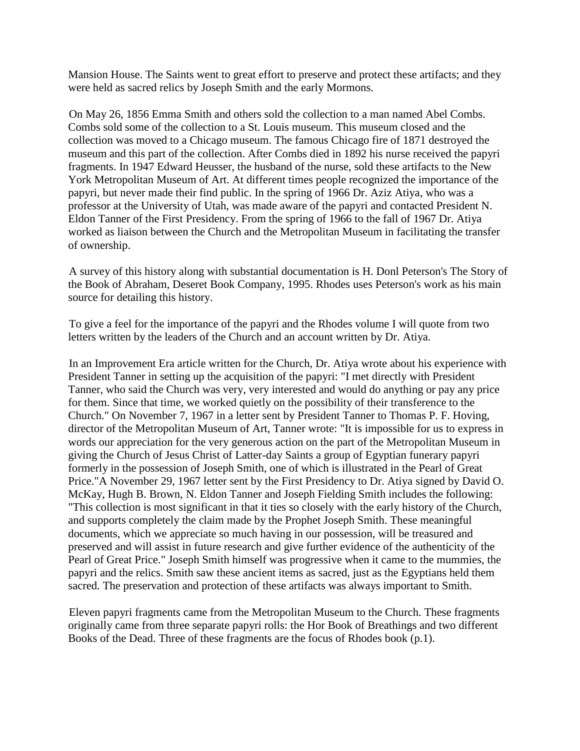Mansion House. The Saints went to great effort to preserve and protect these artifacts; and they were held as sacred relics by Joseph Smith and the early Mormons.

On May 26, 1856 Emma Smith and others sold the collection to a man named Abel Combs. Combs sold some of the collection to a St. Louis museum. This museum closed and the collection was moved to a Chicago museum. The famous Chicago fire of 1871 destroyed the museum and this part of the collection. After Combs died in 1892 his nurse received the papyri fragments. In 1947 Edward Heusser, the husband of the nurse, sold these artifacts to the New York Metropolitan Museum of Art. At different times people recognized the importance of the papyri, but never made their find public. In the spring of 1966 Dr. Aziz Atiya, who was a professor at the University of Utah, was made aware of the papyri and contacted President N. Eldon Tanner of the First Presidency. From the spring of 1966 to the fall of 1967 Dr. Atiya worked as liaison between the Church and the Metropolitan Museum in facilitating the transfer of ownership.

A survey of this history along with substantial documentation is H. Donl Peterson's The Story of the Book of Abraham, Deseret Book Company, 1995. Rhodes uses Peterson's work as his main source for detailing this history.

To give a feel for the importance of the papyri and the Rhodes volume I will quote from two letters written by the leaders of the Church and an account written by Dr. Atiya.

In an Improvement Era article written for the Church, Dr. Atiya wrote about his experience with President Tanner in setting up the acquisition of the papyri: "I met directly with President Tanner, who said the Church was very, very interested and would do anything or pay any price for them. Since that time, we worked quietly on the possibility of their transference to the Church." On November 7, 1967 in a letter sent by President Tanner to Thomas P. F. Hoving, director of the Metropolitan Museum of Art, Tanner wrote: "It is impossible for us to express in words our appreciation for the very generous action on the part of the Metropolitan Museum in giving the Church of Jesus Christ of Latter-day Saints a group of Egyptian funerary papyri formerly in the possession of Joseph Smith, one of which is illustrated in the Pearl of Great Price."A November 29, 1967 letter sent by the First Presidency to Dr. Atiya signed by David O. McKay, Hugh B. Brown, N. Eldon Tanner and Joseph Fielding Smith includes the following: "This collection is most significant in that it ties so closely with the early history of the Church, and supports completely the claim made by the Prophet Joseph Smith. These meaningful documents, which we appreciate so much having in our possession, will be treasured and preserved and will assist in future research and give further evidence of the authenticity of the Pearl of Great Price." Joseph Smith himself was progressive when it came to the mummies, the papyri and the relics. Smith saw these ancient items as sacred, just as the Egyptians held them sacred. The preservation and protection of these artifacts was always important to Smith.

Eleven papyri fragments came from the Metropolitan Museum to the Church. These fragments originally came from three separate papyri rolls: the Hor Book of Breathings and two different Books of the Dead. Three of these fragments are the focus of Rhodes book (p.1).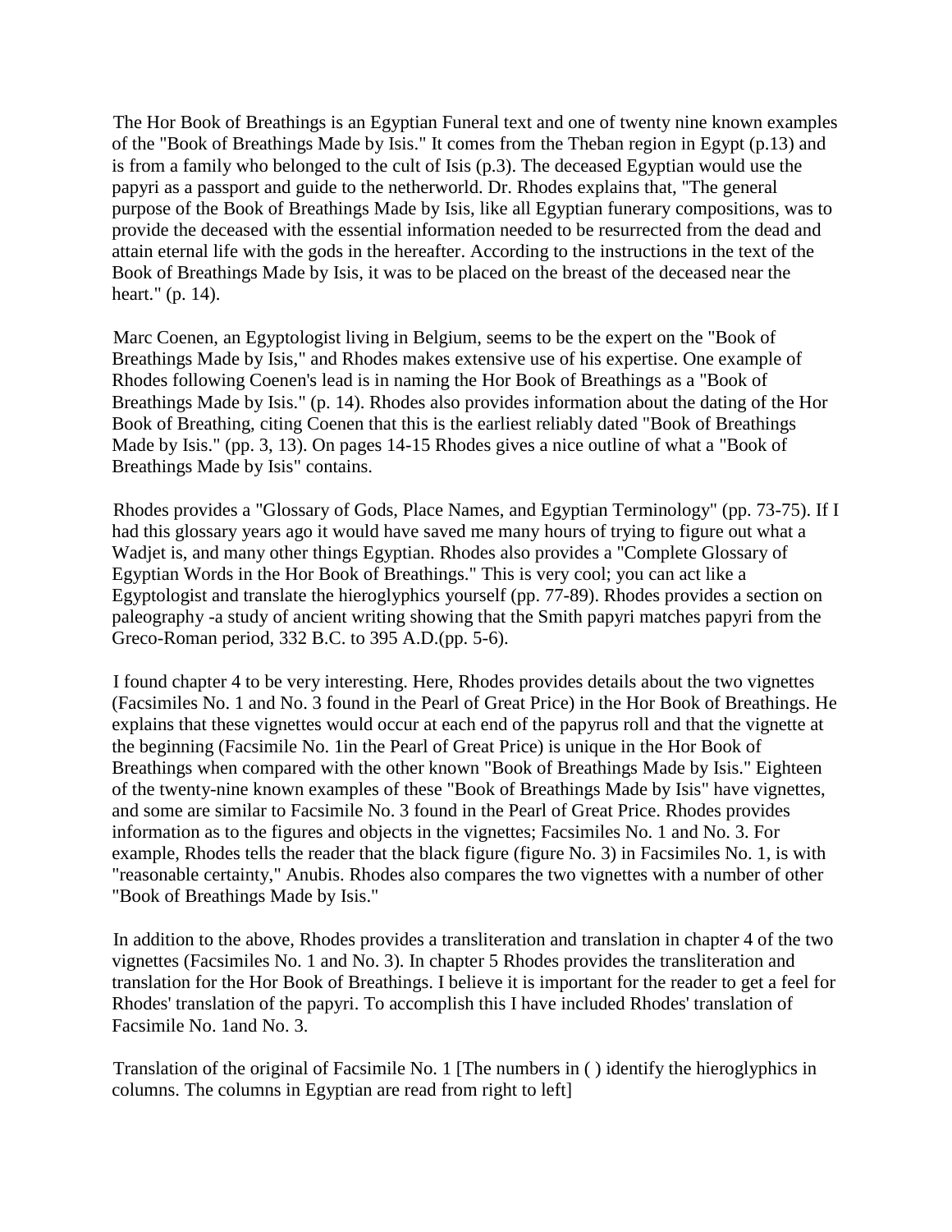The Hor Book of Breathings is an Egyptian Funeral text and one of twenty nine known examples of the "Book of Breathings Made by Isis." It comes from the Theban region in Egypt (p.13) and is from a family who belonged to the cult of Isis (p.3). The deceased Egyptian would use the papyri as a passport and guide to the netherworld. Dr. Rhodes explains that, "The general purpose of the Book of Breathings Made by Isis, like all Egyptian funerary compositions, was to provide the deceased with the essential information needed to be resurrected from the dead and attain eternal life with the gods in the hereafter. According to the instructions in the text of the Book of Breathings Made by Isis, it was to be placed on the breast of the deceased near the heart." (p. 14).

Marc Coenen, an Egyptologist living in Belgium, seems to be the expert on the "Book of Breathings Made by Isis," and Rhodes makes extensive use of his expertise. One example of Rhodes following Coenen's lead is in naming the Hor Book of Breathings as a "Book of Breathings Made by Isis." (p. 14). Rhodes also provides information about the dating of the Hor Book of Breathing, citing Coenen that this is the earliest reliably dated "Book of Breathings Made by Isis." (pp. 3, 13). On pages 14-15 Rhodes gives a nice outline of what a "Book of Breathings Made by Isis" contains.

Rhodes provides a "Glossary of Gods, Place Names, and Egyptian Terminology" (pp. 73-75). If I had this glossary years ago it would have saved me many hours of trying to figure out what a Wadjet is, and many other things Egyptian. Rhodes also provides a "Complete Glossary of Egyptian Words in the Hor Book of Breathings." This is very cool; you can act like a Egyptologist and translate the hieroglyphics yourself (pp. 77-89). Rhodes provides a section on paleography -a study of ancient writing showing that the Smith papyri matches papyri from the Greco-Roman period, 332 B.C. to 395 A.D.(pp. 5-6).

I found chapter 4 to be very interesting. Here, Rhodes provides details about the two vignettes (Facsimiles No. 1 and No. 3 found in the Pearl of Great Price) in the Hor Book of Breathings. He explains that these vignettes would occur at each end of the papyrus roll and that the vignette at the beginning (Facsimile No. 1in the Pearl of Great Price) is unique in the Hor Book of Breathings when compared with the other known "Book of Breathings Made by Isis." Eighteen of the twenty-nine known examples of these "Book of Breathings Made by Isis" have vignettes, and some are similar to Facsimile No. 3 found in the Pearl of Great Price. Rhodes provides information as to the figures and objects in the vignettes; Facsimiles No. 1 and No. 3. For example, Rhodes tells the reader that the black figure (figure No. 3) in Facsimiles No. 1, is with "reasonable certainty," Anubis. Rhodes also compares the two vignettes with a number of other "Book of Breathings Made by Isis."

In addition to the above, Rhodes provides a transliteration and translation in chapter 4 of the two vignettes (Facsimiles No. 1 and No. 3). In chapter 5 Rhodes provides the transliteration and translation for the Hor Book of Breathings. I believe it is important for the reader to get a feel for Rhodes' translation of the papyri. To accomplish this I have included Rhodes' translation of Facsimile No. 1and No. 3.

Translation of the original of Facsimile No. 1 [The numbers in ( ) identify the hieroglyphics in columns. The columns in Egyptian are read from right to left]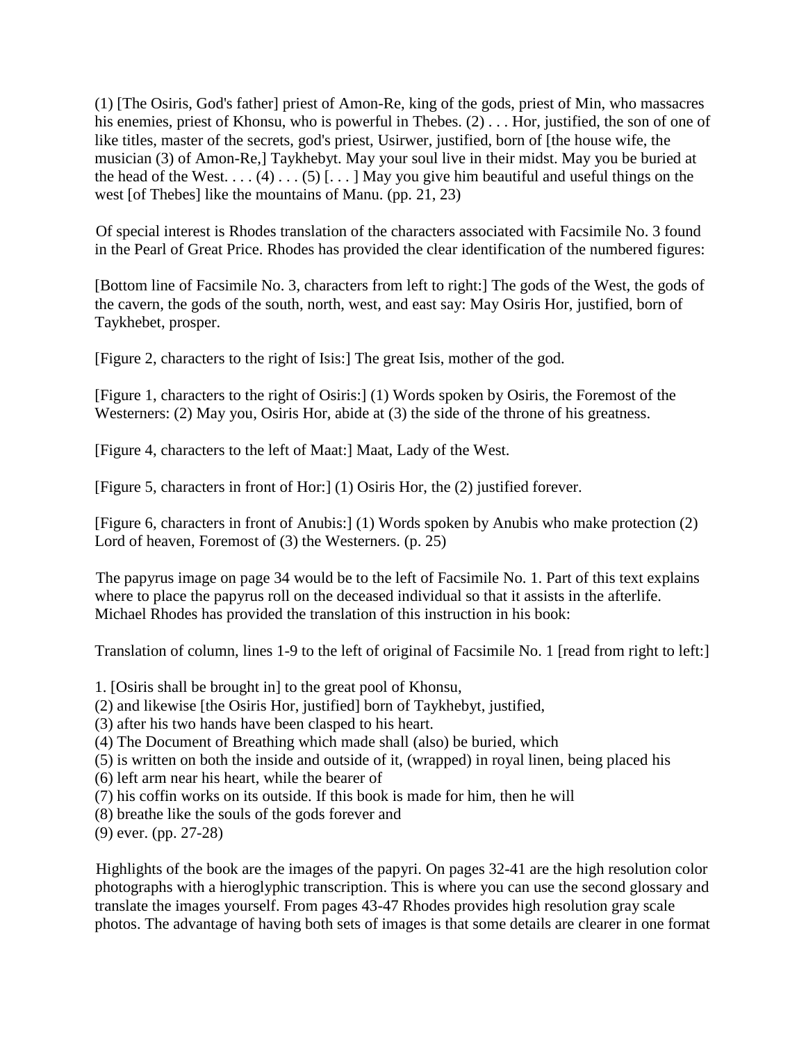(1) [The Osiris, God's father] priest of Amon-Re, king of the gods, priest of Min, who massacres his enemies, priest of Khonsu, who is powerful in Thebes. (2) . . . Hor, justified, the son of one of like titles, master of the secrets, god's priest, Usirwer, justified, born of [the house wife, the musician (3) of Amon-Re,] Taykhebyt. May your soul live in their midst. May you be buried at the head of the West. . . . (4) . . . (5) [. . . ] May you give him beautiful and useful things on the west [of Thebes] like the mountains of Manu. (pp. 21, 23)

Of special interest is Rhodes translation of the characters associated with Facsimile No. 3 found in the Pearl of Great Price. Rhodes has provided the clear identification of the numbered figures:

[Bottom line of Facsimile No. 3, characters from left to right:] The gods of the West, the gods of the cavern, the gods of the south, north, west, and east say: May Osiris Hor, justified, born of Taykhebet, prosper.

[Figure 2, characters to the right of Isis:] The great Isis, mother of the god.

[Figure 1, characters to the right of Osiris:] (1) Words spoken by Osiris, the Foremost of the Westerners: (2) May you, Osiris Hor, abide at (3) the side of the throne of his greatness.

[Figure 4, characters to the left of Maat:] Maat, Lady of the West.

[Figure 5, characters in front of Hor:] (1) Osiris Hor, the (2) justified forever.

[Figure 6, characters in front of Anubis:] (1) Words spoken by Anubis who make protection (2) Lord of heaven, Foremost of (3) the Westerners. (p. 25)

The papyrus image on page 34 would be to the left of Facsimile No. 1. Part of this text explains where to place the papyrus roll on the deceased individual so that it assists in the afterlife. Michael Rhodes has provided the translation of this instruction in his book:

Translation of column, lines 1-9 to the left of original of Facsimile No. 1 [read from right to left:]

1. [Osiris shall be brought in] to the great pool of Khonsu,
(2) and likewise [the Osiris Hor, justified] born of Taykhebyt, justified,
(3) after his two hands have been clasped to his heart.
(4) The Document of Breathing which made shall (also) be buried, which
(5) is written on both the inside and outside of it, (wrapped) in royal linen, being placed his
(6) left arm near his heart, while the bearer of
(7) his coffin works on its outside. If this book is made for him, then he will
(8) breathe like the souls of the gods forever and
(9) ever. (pp. 27-28)

Highlights of the book are the images of the papyri. On pages 32-41 are the high resolution color photographs with a hieroglyphic transcription. This is where you can use the second glossary and translate the images yourself. From pages 43-47 Rhodes provides high resolution gray scale photos. The advantage of having both sets of images is that some details are clearer in one format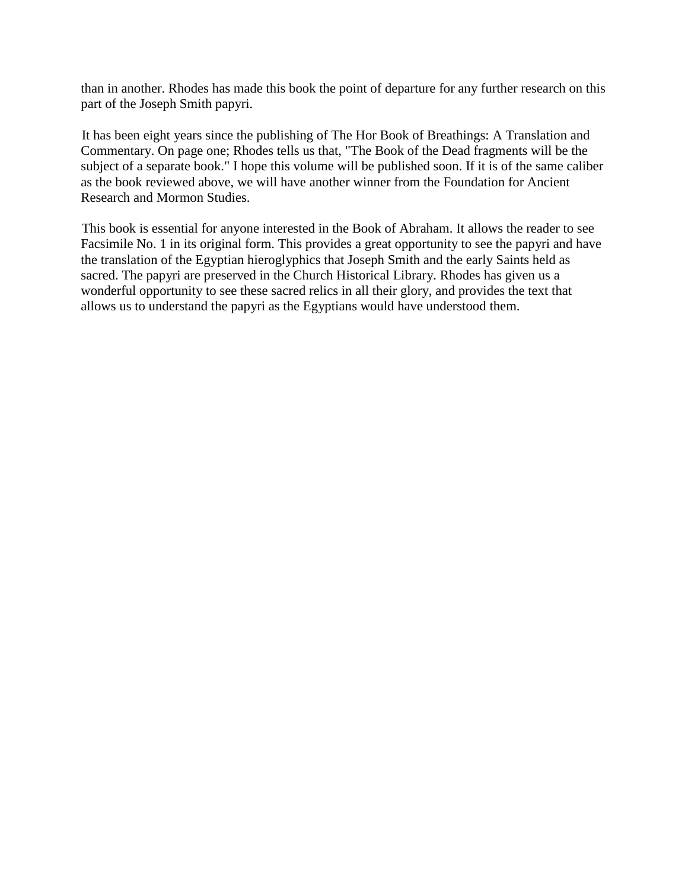than in another. Rhodes has made this book the point of departure for any further research on this part of the Joseph Smith papyri.

It has been eight years since the publishing of The Hor Book of Breathings: A Translation and Commentary. On page one; Rhodes tells us that, "The Book of the Dead fragments will be the subject of a separate book." I hope this volume will be published soon. If it is of the same caliber as the book reviewed above, we will have another winner from the Foundation for Ancient Research and Mormon Studies.

This book is essential for anyone interested in the Book of Abraham. It allows the reader to see Facsimile No. 1 in its original form. This provides a great opportunity to see the papyri and have the translation of the Egyptian hieroglyphics that Joseph Smith and the early Saints held as sacred. The papyri are preserved in the Church Historical Library. Rhodes has given us a wonderful opportunity to see these sacred relics in all their glory, and provides the text that allows us to understand the papyri as the Egyptians would have understood them.